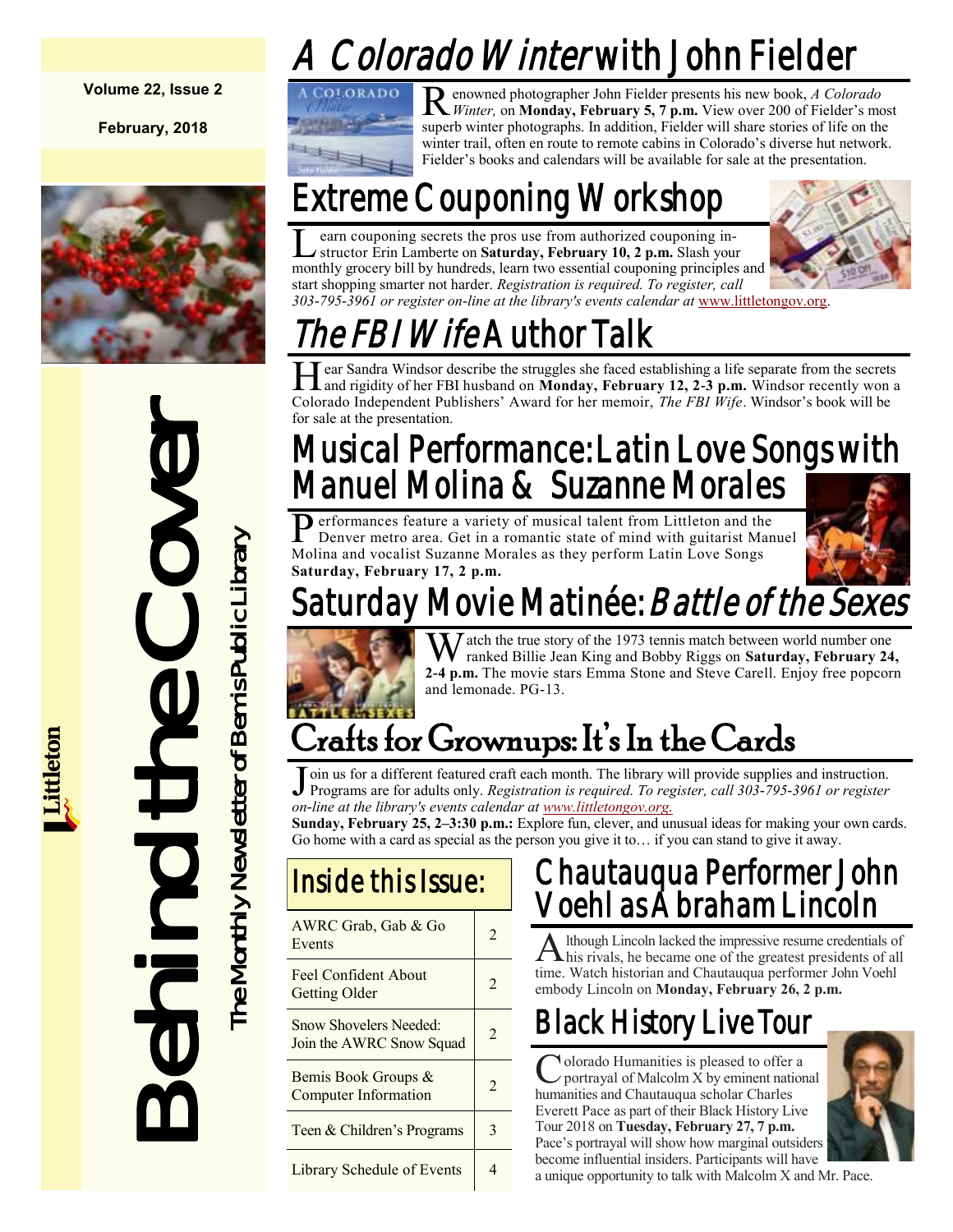Volume 22, Issue 2

February, 2018

# Behind the Cover

The Monthly Newsletter of Bemis Public Library

Littleton

## *A Colorado Winter* with John Fielder

Renowned photographer John Fielder presents his new book, *A Colorado Winter,* on **Monday, February 5, 7 p.m.** View over 200 of Fielder's most superb winter photographs. In addition, Fielder will share stories of life on the winter trail, often en route to remote cabins in Colorado's diverse hut network. Fielder's books and calendars will be available for sale at the presentation.

## Extreme Couponing Workshop

Learn couponing secrets the pros use from authorized couponing instructor Erin Lamberte on **Saturday, February 10, 2 p.m.** Slash your monthly grocery bill by hundreds, learn two essential couponing principles and start shopping smarter not harder. *Registration is required. To register, call 303-795-3961 or register on-line at the library's events calendar at* www.littletongov.org.

## *The FBI Wife* Author Talk

Hear Sandra Windsor describe the struggles she faced establishing a life separate from the secrets and rigidity of her FBI husband on **Monday, February 12, 2-3 p.m.** Windsor recently won a Colorado Independent Publishers' Award for her memoir, *The FBI Wife*. Windsor's book will be for sale at the presentation.

## Musical Performance: Latin Love Songs with Manuel Molina & Suzanne Morales

Performances feature a variety of musical talent from Littleton and the Denver metro area. Get in a romantic state of mind with guitarist Manuel Molina and vocalist Suzanne Morales as they perform Latin Love Songs **Saturday, February 17, 2 p.m.**

## Saturday Movie Matinée: *Battle of the Sexes*

Watch the true story of the 1973 tennis match between world number one ranked Billie Jean King and Bobby Riggs on **Saturday, February 24, 2-4 p.m.** The movie stars Emma Stone and Steve Carell. Enjoy free popcorn and lemonade. PG-13.

## Crafts for Grownups: It's In the Cards

Join us for a different featured craft each month. The library will provide supplies and instruction. Programs are for adults only. *Registration is required. To register, call 303-795-3961 or register on-line at the library's events calendar at www.littletongov.org.*

**Sunday, February 25, 2–3:30 p.m.:** Explore fun, clever, and unusual ideas for making your own cards. Go home with a card as special as the person you give it to… if you can stand to give it away.

## Inside this Issue:

| | |
|---|---|
| AWRC Grab, Gab & Go Events | 2 |
| Feel Confident About Getting Older | 2 |
| Snow Shovelers Needed: Join the AWRC Snow Squad | 2 |
| Bemis Book Groups & Computer Information | 2 |
| Teen & Children's Programs | 3 |
| Library Schedule of Events | 4 |

## Chautauqua Performer John Voehl as Abraham Lincoln

Although Lincoln lacked the impressive resume credentials of his rivals, he became one of the greatest presidents of all time. Watch historian and Chautauqua performer John Voehl embody Lincoln on **Monday, February 26, 2 p.m.**

## Black History Live Tour

Colorado Humanities is pleased to offer a portrayal of Malcolm X by eminent national humanities and Chautauqua scholar Charles Everett Pace as part of their Black History Live Tour 2018 on **Tuesday, February 27, 7 p.m.** Pace's portrayal will show how marginal outsiders become influential insiders. Participants will have a unique opportunity to talk with Malcolm X and Mr. Pace.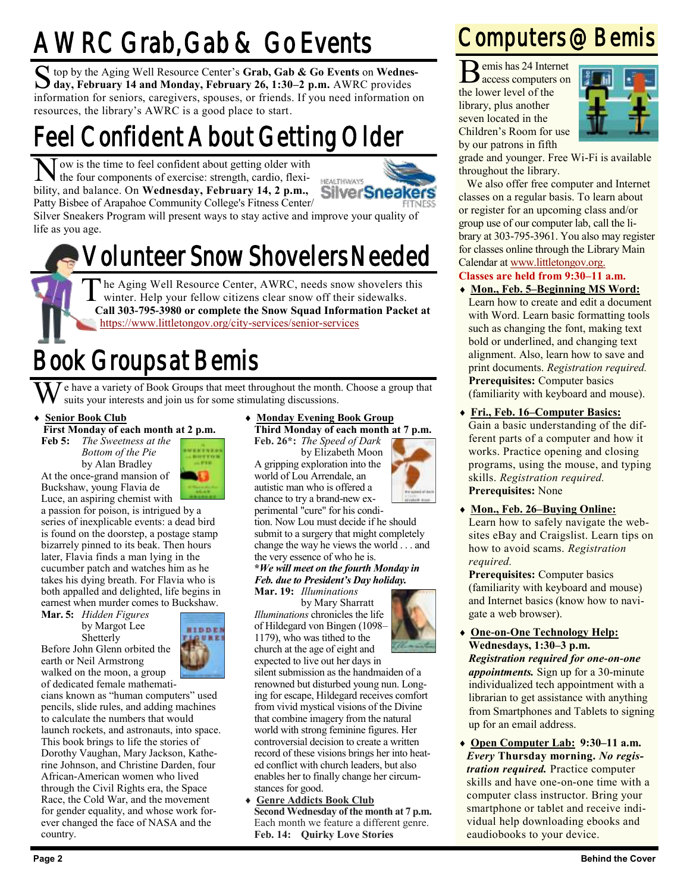# AWRC Grab, Gab & Go Events

Stop by the Aging Well Resource Center's **Grab, Gab & Go Events** on **Wednesday, February 14 and Monday, February 26, 1:30–2 p.m.** AWRC provides information for seniors, caregivers, spouses, or friends. If you need information on resources, the library's AWRC is a good place to start.

# Feel Confident About Getting Older

Now is the time to feel confident about getting older with the four components of exercise: strength, cardio, flexibility, and balance. On **Wednesday, February 14, 2 p.m.,** Patty Bisbee of Arapahoe Community College's Fitness Center/Silver Sneakers Program will present ways to stay active and improve your quality of life as you age.

# Volunteer Snow Shovelers Needed

The Aging Well Resource Center, AWRC, needs snow shovelers this winter. Help your fellow citizens clear snow off their sidewalks. **Call 303-795-3980 or complete the Snow Squad Information Packet at** https://www.littletongov.org/city-services/senior-services

# Book Groups at Bemis

We have a variety of Book Groups that meet throughout the month. Choose a group that suits your interests and join us for some stimulating discussions.

- **Senior Book Club**
  **First Monday of each month at 2 p.m.**
  **Feb 5:** *The Sweetness at the Bottom of the Pie* by Alan Bradley
  At the once-grand mansion of Buckshaw, young Flavia de Luce, an aspiring chemist with a passion for poison, is intrigued by a series of inexplicable events: a dead bird is found on the doorstep, a postage stamp bizarrely pinned to its beak. Then hours later, Flavia finds a man lying in the cucumber patch and watches him as he takes his dying breath. For Flavia who is both appalled and delighted, life begins in earnest when murder comes to Buckshaw.
  **Mar. 5:** *Hidden Figures* by Margot Lee Shetterly
  Before John Glenn orbited the earth or Neil Armstrong walked on the moon, a group of dedicated female mathematicians known as "human computers" used pencils, slide rules, and adding machines to calculate the numbers that would launch rockets, and astronauts, into space. This book brings to life the stories of Dorothy Vaughan, Mary Jackson, Katherine Johnson, and Christine Darden, four African-American women who lived through the Civil Rights era, the Space Race, the Cold War, and the movement for gender equality, and whose work forever changed the face of NASA and the country.

- **Monday Evening Book Group**
  **Third Monday of each month at 7 p.m.**
  **Feb. 26*:** *The Speed of Dark* by Elizabeth Moon
  A gripping exploration into the world of Lou Arrendale, an autistic man who is offered a chance to try a brand-new experimental "cure" for his condition. Now Lou must decide if he should submit to a surgery that might completely change the way he views the world . . . and the very essence of who he is.
  ***We will meet on the fourth Monday in Feb. due to President's Day holiday.***
  **Mar. 19:** *Illuminations* by Mary Sharratt
  *Illuminations* chronicles the life of Hildegard von Bingen (1098–1179), who was tithed to the church at the age of eight and expected to live out her days in silent submission as the handmaiden of a renowned but disturbed young nun. Longing for escape, Hildegard receives comfort from vivid mystical visions of the Divine that combine imagery from the natural world with strong feminine figures. Her controversial decision to create a written record of these visions brings her into heated conflict with church leaders, but also enables her to finally change her circumstances for good.

- **Genre Addicts Book Club**
  **Second Wednesday of the month at 7 p.m.**
  Each month we feature a different genre.
  **Feb. 14: Quirky Love Stories**

# Computers @ Bemis

Bemis has 24 Internet access computers on the lower level of the library, plus another seven located in the Children's Room for use by our patrons in fifth grade and younger. Free Wi-Fi is available throughout the library.

We also offer free computer and Internet classes on a regular basis. To learn about or register for an upcoming class and/or group use of our computer lab, call the library at 303-795-3961. You also may register for classes online through the Library Main Calendar at www.littletongov.org.

**Classes are held from 9:30–11 a.m.**

- **Mon., Feb. 5–Beginning MS Word:** Learn how to create and edit a document with Word. Learn basic formatting tools such as changing the font, making text bold or underlined, and changing text alignment. Also, learn how to save and print documents. *Registration required.* **Prerequisites:** Computer basics (familiarity with keyboard and mouse).
- **Fri., Feb. 16–Computer Basics:** Gain a basic understanding of the different parts of a computer and how it works. Practice opening and closing programs, using the mouse, and typing skills. *Registration required.* **Prerequisites:** None
- **Mon., Feb. 26–Buying Online:** Learn how to safely navigate the websites eBay and Craigslist. Learn tips on how to avoid scams. *Registration required.* **Prerequisites:** Computer basics (familiarity with keyboard and mouse) and Internet basics (know how to navigate a web browser).
- **One-on-One Technology Help:** **Wednesdays, 1:30–3 p.m.** ***Registration required for one-on-one appointments.*** Sign up for a 30-minute individualized tech appointment with a librarian to get assistance with anything from Smartphones and Tablets to signing up for an email address.
- **Open Computer Lab: 9:30–11 a.m.** *Every* **Thursday morning.** ***No registration required.*** Practice computer skills and have one-on-one time with a computer class instructor. Bring your smartphone or tablet and receive individual help downloading ebooks and eaudiobooks to your device.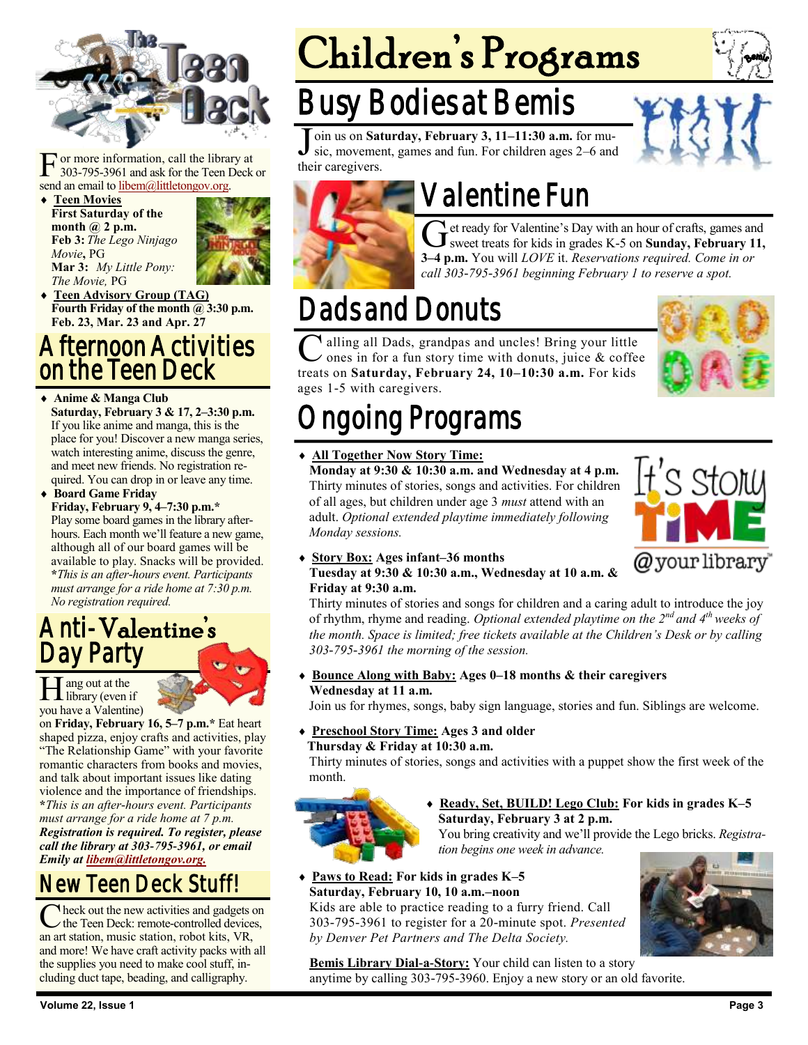For more information, call the library at 303-795-3961 and ask for the Teen Deck or send an email to libem@littletongov.org.

- **Teen Movies**
  **First Saturday of the month @ 2 p.m.**
  **Feb 3:** *The Lego Ninjago Movie*, PG
  **Mar 3:** *My Little Pony: The Movie,* PG
- **Teen Advisory Group (TAG)**
  **Fourth Friday of the month @ 3:30 p.m.**
  **Feb. 23, Mar. 23 and Apr. 27**

## Afternoon Activities on the Teen Deck

- **Anime & Manga Club**
  **Saturday, February 3 & 17, 2–3:30 p.m.**
  If you like anime and manga, this is the place for you! Discover a new manga series, watch interesting anime, discuss the genre, and meet new friends. No registration required. You can drop in or leave any time.
- **Board Game Friday**
  **Friday, February 9, 4–7:30 p.m.***
  Play some board games in the library after-hours. Each month we'll feature a new game, although all of our board games will be available to play. Snacks will be provided. **\****This is an after-hours event. Participants must arrange for a ride home at 7:30 p.m. No registration required.*

## Anti-Valentine's Day Party

Hang out at the library (even if you have a Valentine) on **Friday, February 16, 5–7 p.m.*** Eat heart shaped pizza, enjoy crafts and activities, play "The Relationship Game" with your favorite romantic characters from books and movies, and talk about important issues like dating violence and the importance of friendships. **\****This is an after-hours event. Participants must arrange for a ride home at 7 p.m.* ***Registration is required. To register, please call the library at 303-795-3961, or email Emily at libem@littletongov.org.***

## New Teen Deck Stuff!

Check out the new activities and gadgets on the Teen Deck: remote-controlled devices, an art station, music station, robot kits, VR, and more! We have craft activity packs with all the supplies you need to make cool stuff, including duct tape, beading, and calligraphy.

# Children's Programs

## Busy Bodies at Bemis

Join us on **Saturday, February 3, 11–11:30 a.m.** for music, movement, games and fun. For children ages 2–6 and their caregivers.

## Valentine Fun

Get ready for Valentine's Day with an hour of crafts, games and sweet treats for kids in grades K-5 on **Sunday, February 11, 3–4 p.m.** You will *LOVE* it. *Reservations required. Come in or call 303-795-3961 beginning February 1 to reserve a spot.*

## Dads and Donuts

Calling all Dads, grandpas and uncles! Bring your little ones in for a fun story time with donuts, juice & coffee treats on **Saturday, February 24, 10–10:30 a.m.** For kids ages 1-5 with caregivers.

## Ongoing Programs

- **All Together Now Story Time:**
  **Monday at 9:30 & 10:30 a.m. and Wednesday at 4 p.m.**
  Thirty minutes of stories, songs and activities. For children of all ages, but children under age 3 *must* attend with an adult. *Optional extended playtime immediately following Monday sessions.*
- **Story Box: Ages infant–36 months**
  **Tuesday at 9:30 & 10:30 a.m., Wednesday at 10 a.m. & Friday at 9:30 a.m.**
  Thirty minutes of stories and songs for children and a caring adult to introduce the joy of rhythm, rhyme and reading. *Optional extended playtime on the 2nd and 4th weeks of the month. Space is limited; free tickets available at the Children's Desk or by calling 303-795-3961 the morning of the session.*
- **Bounce Along with Baby: Ages 0–18 months & their caregivers**
  **Wednesday at 11 a.m.**
  Join us for rhymes, songs, baby sign language, stories and fun. Siblings are welcome.
- **Preschool Story Time: Ages 3 and older**
  **Thursday & Friday at 10:30 a.m.**
  Thirty minutes of stories, songs and activities with a puppet show the first week of the month.
- **Ready, Set, BUILD! Lego Club: For kids in grades K–5**
  **Saturday, February 3 at 2 p.m.**
  You bring creativity and we'll provide the Lego bricks. *Registration begins one week in advance.*
- **Paws to Read: For kids in grades K–5**
  **Saturday, February 10, 10 a.m.–noon**
  Kids are able to practice reading to a furry friend. Call 303-795-3961 to register for a 20-minute spot. *Presented by Denver Pet Partners and The Delta Society.*

**Bemis Library Dial-a-Story:** Your child can listen to a story anytime by calling 303-795-3960. Enjoy a new story or an old favorite.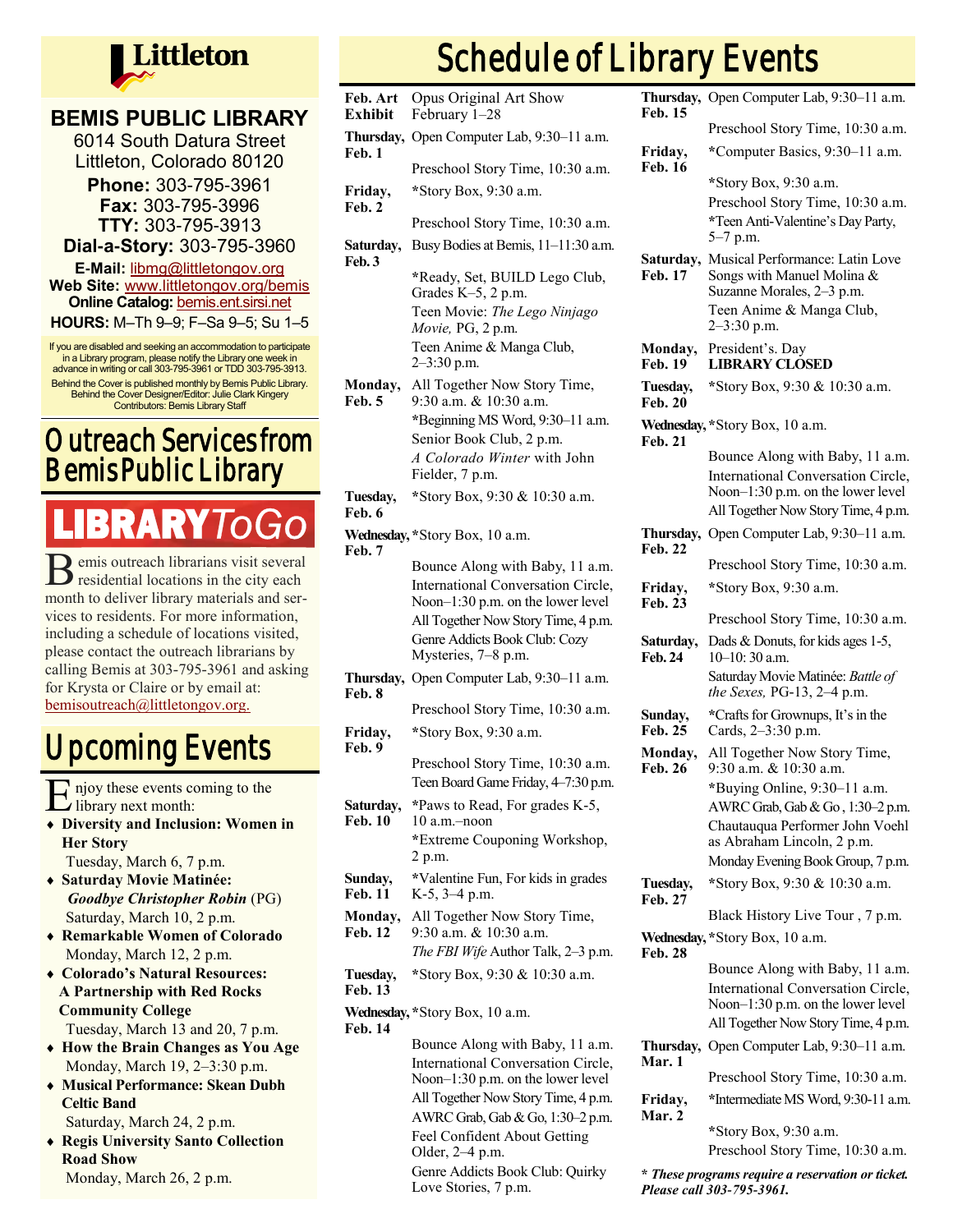Littleton

## BEMIS PUBLIC LIBRARY

6014 South Datura Street
Littleton, Colorado 80120

**Phone:** 303-795-3961
**Fax:** 303-795-3996
**TTY:** 303-795-3913
**Dial-a-Story:** 303-795-3960

**E-Mail:** libmg@littletongov.org
**Web Site:** www.littletongov.org/bemis
**Online Catalog:** bemis.ent.sirsi.net
**HOURS:** M–Th 9–9; F–Sa 9–5; Su 1–5

If you are disabled and seeking an accommodation to participate in a Library program, please notify the Library one week in advance in writing or call 303-795-3961 or TDD 303-795-3913.

Behind the Cover is published monthly by Bemis Public Library. Behind the Cover Designer/Editor: Julie Clark Kingery Contributors: Bemis Library Staff

## Outreach Services from Bemis Public Library

**LIBRARY** *ToGo*

Bemis outreach librarians visit several residential locations in the city each month to deliver library materials and services to residents. For more information, including a schedule of locations visited, please contact the outreach librarians by calling Bemis at 303-795-3961 and asking for Krysta or Claire or by email at: bemisoutreach@littletongov.org.

## Upcoming Events

Enjoy these events coming to the library next month:

- **Diversity and Inclusion: Women in Her Story**
  Tuesday, March 6, 7 p.m.
- **Saturday Movie Matinée:** ***Goodbye Christopher Robin*** (PG)
  Saturday, March 10, 2 p.m.
- **Remarkable Women of Colorado**
  Monday, March 12, 2 p.m.
- **Colorado's Natural Resources: A Partnership with Red Rocks Community College**
  Tuesday, March 13 and 20, 7 p.m.
- **How the Brain Changes as You Age**
  Monday, March 19, 2–3:30 p.m.
- **Musical Performance: Skean Dubh Celtic Band**
  Saturday, March 24, 2 p.m.
- **Regis University Santo Collection Road Show**
  Monday, March 26, 2 p.m.

# Schedule of Library Events

**Feb. Art Exhibit**
Opus Original Art Show
February 1–28

**Thursday, Feb. 1**
Open Computer Lab, 9:30–11 a.m.
Preschool Story Time, 10:30 a.m.

**Friday, Feb. 2**
*Story Box, 9:30 a.m.
Preschool Story Time, 10:30 a.m.

**Saturday, Feb. 3**
Busy Bodies at Bemis, 11–11:30 a.m.
*Ready, Set, BUILD Lego Club, Grades K–5, 2 p.m.
Teen Movie: *The Lego Ninjago Movie*, PG, 2 p.m.
Teen Anime & Manga Club, 2–3:30 p.m.

**Monday, Feb. 5**
All Together Now Story Time, 9:30 a.m. & 10:30 a.m.
*Beginning MS Word, 9:30–11 a.m.
Senior Book Club, 2 p.m.
*A Colorado Winter* with John Fielder, 7 p.m.

**Tuesday, Feb. 6**
*Story Box, 9:30 & 10:30 a.m.

**Wednesday, Feb. 7**
*Story Box, 10 a.m.
Bounce Along with Baby, 11 a.m.
International Conversation Circle, Noon–1:30 p.m. on the lower level
All Together Now Story Time, 4 p.m.
Genre Addicts Book Club: Cozy Mysteries, 7–8 p.m.

**Thursday, Feb. 8**
Open Computer Lab, 9:30–11 a.m.
Preschool Story Time, 10:30 a.m.

**Friday, Feb. 9**
*Story Box, 9:30 a.m.
Preschool Story Time, 10:30 a.m.
Teen Board Game Friday, 4–7:30 p.m.

**Saturday, Feb. 10**
*Paws to Read, For grades K-5, 10 a.m.–noon
*Extreme Couponing Workshop, 2 p.m.

**Sunday, Feb. 11**
*Valentine Fun, For kids in grades K-5, 3–4 p.m.

**Monday, Feb. 12**
All Together Now Story Time, 9:30 a.m. & 10:30 a.m.
*The FBI Wife* Author Talk, 2–3 p.m.

**Tuesday, Feb. 13**
*Story Box, 9:30 & 10:30 a.m.

**Wednesday, Feb. 14**
*Story Box, 10 a.m.
Bounce Along with Baby, 11 a.m.
International Conversation Circle, Noon–1:30 p.m. on the lower level
All Together Now Story Time, 4 p.m.
AWRC Grab, Gab & Go, 1:30–2 p.m.
Feel Confident About Getting Older, 2–4 p.m.
Genre Addicts Book Club: Quirky Love Stories, 7 p.m.

**Thursday, Feb. 15**
Open Computer Lab, 9:30–11 a.m.
Preschool Story Time, 10:30 a.m.

**Friday, Feb. 16**
*Computer Basics, 9:30–11 a.m.
*Story Box, 9:30 a.m.
Preschool Story Time, 10:30 a.m.
*Teen Anti-Valentine's Day Party, 5–7 p.m.

**Saturday, Feb. 17**
Musical Performance: Latin Love Songs with Manuel Molina & Suzanne Morales, 2–3 p.m.
Teen Anime & Manga Club, 2–3:30 p.m.

**Monday, Feb. 19**
President's. Day
**LIBRARY CLOSED**

**Tuesday, Feb. 20**
*Story Box, 9:30 & 10:30 a.m.

**Wednesday, Feb. 21**
*Story Box, 10 a.m.
Bounce Along with Baby, 11 a.m.
International Conversation Circle, Noon–1:30 p.m. on the lower level
All Together Now Story Time, 4 p.m.

**Thursday, Feb. 22**
Open Computer Lab, 9:30–11 a.m.
Preschool Story Time, 10:30 a.m.

**Friday, Feb. 23**
*Story Box, 9:30 a.m.
Preschool Story Time, 10:30 a.m.

**Saturday, Feb. 24**
Dads & Donuts, for kids ages 1-5, 10–10: 30 a.m.
Saturday Movie Matinée: *Battle of the Sexes,* PG-13, 2–4 p.m.

**Sunday, Feb. 25**
*Crafts for Grownups, It's in the Cards, 2–3:30 p.m.

**Monday, Feb. 26**
All Together Now Story Time, 9:30 a.m. & 10:30 a.m.
*Buying Online, 9:30–11 a.m.
AWRC Grab, Gab & Go , 1:30–2 p.m.
Chautauqua Performer John Voehl as Abraham Lincoln, 2 p.m.
Monday Evening Book Group, 7 p.m.

**Tuesday, Feb. 27**
*Story Box, 9:30 & 10:30 a.m.
Black History Live Tour , 7 p.m.

**Wednesday, Feb. 28**
*Story Box, 10 a.m.
Bounce Along with Baby, 11 a.m.
International Conversation Circle, Noon–1:30 p.m. on the lower level
All Together Now Story Time, 4 p.m.

**Thursday, Mar. 1**
Open Computer Lab, 9:30–11 a.m.
Preschool Story Time, 10:30 a.m.

**Friday, Mar. 2**
*Intermediate MS Word, 9:30-11 a.m.
*Story Box, 9:30 a.m.
Preschool Story Time, 10:30 a.m.

***\* These programs require a reservation or ticket. Please call 303-795-3961.***